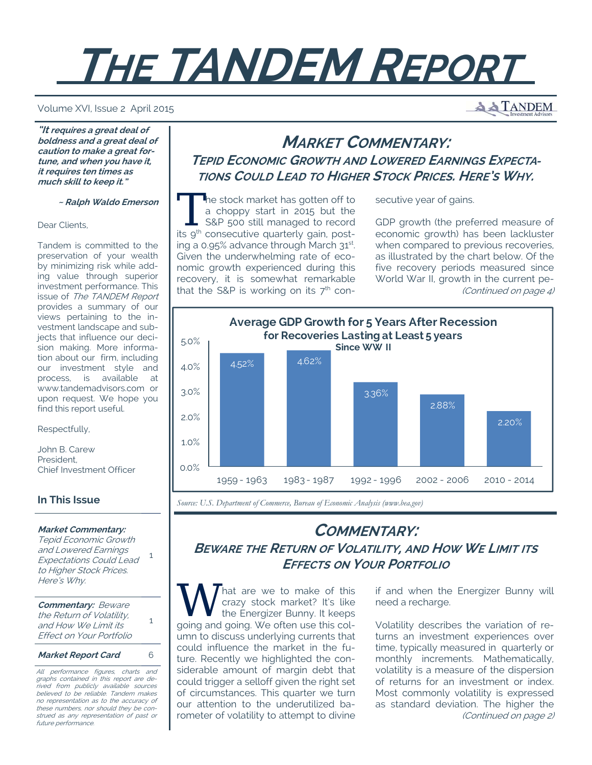# THE TANDEM REPORT

Volume XVI, Issue 2 April 2015

TANDEM Investment Advisors

***"It requires a great deal of boldness and a great deal of caution to make a great fortune, and when you have it, it requires ten times as much skill to keep it."***

***~ Ralph Waldo Emerson***

Dear Clients,

Tandem is committed to the preservation of your wealth by minimizing risk while adding value through superior investment performance. This issue of *The TANDEM Report* provides a summary of our views pertaining to the investment landscape and subjects that influence our decision making. More information about our firm, including our investment style and process, is available at www.tandemadvisors.com or upon request. We hope you find this report useful.

Respectfully,

John B. Carew
President,
Chief Investment Officer

### In This Issue

| | |
|---|---|
| ***Market Commentary:*** *Tepid Economic Growth and Lowered Earnings Expectations Could Lead to Higher Stock Prices. Here's Why.* | 1 |
| ***Commentary:*** *Beware the Return of Volatility, and How We Limit its Effect on Your Portfolio* | 1 |
| ***Market Report Card*** | 6 |

*All performance figures, charts and graphs contained in this report are derived from publicly available sources believed to be reliable. Tandem makes no representation as to the accuracy of these numbers, nor should they be construed as any representation of past or future performance.*

## MARKET COMMENTARY:
### TEPID ECONOMIC GROWTH AND LOWERED EARNINGS EXPECTATIONS COULD LEAD TO HIGHER STOCK PRICES. HERE'S WHY.

The stock market has gotten off to a choppy start in 2015 but the S&P 500 still managed to record its 9th consecutive quarterly gain, posting a 0.95% advance through March 31st. Given the underwhelming rate of economic growth experienced during this recovery, it is somewhat remarkable that the S&P is working on its 7th consecutive year of gains.

GDP growth (the preferred measure of economic growth) has been lackluster when compared to previous recoveries, as illustrated by the chart below. Of the five recovery periods measured since World War II, growth in the current pe-

*(Continued on page 4)*

**Average GDP Growth for 5 Years After Recession for Recoveries Lasting at Least 5 years Since WW II**

| Period | Average GDP Growth |
|---|---|
| 1959 - 1963 | 4.52% |
| 1983 - 1987 | 4.62% |
| 1992 - 1996 | 3.36% |
| 2002 - 2006 | 2.88% |
| 2010 - 2014 | 2.20% |

*Source: U.S. Department of Commerce, Bureau of Economic Analysis (www.bea.gov)*

## COMMENTARY:
### BEWARE THE RETURN OF VOLATILITY, AND HOW WE LIMIT ITS EFFECTS ON YOUR PORTFOLIO

What are we to make of this crazy stock market? It's like the Energizer Bunny. It keeps going and going. We often use this column to discuss underlying currents that could influence the market in the future. Recently we highlighted the considerable amount of margin debt that could trigger a selloff given the right set of circumstances. This quarter we turn our attention to the underutilized barometer of volatility to attempt to divine if and when the Energizer Bunny will need a recharge.

Volatility describes the variation of returns an investment experiences over time, typically measured in quarterly or monthly increments. Mathematically, volatility is a measure of the dispersion of returns for an investment or index. Most commonly volatility is expressed as standard deviation. The higher the

*(Continued on page 2)*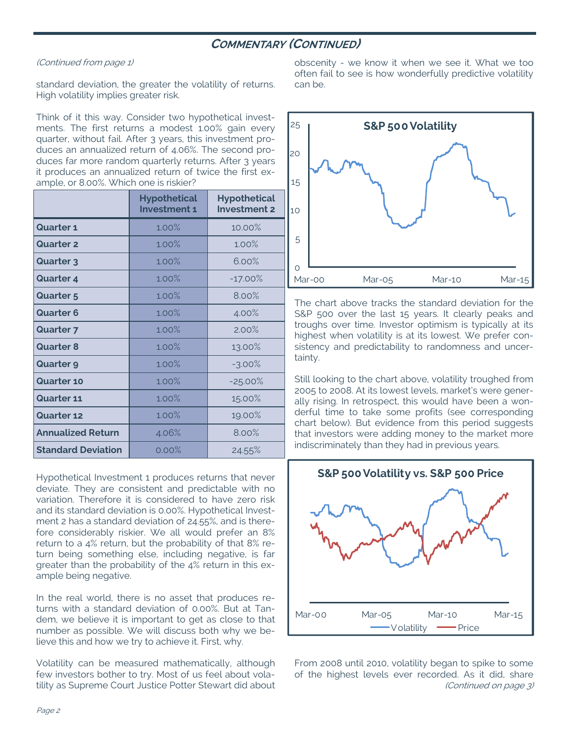## Commentary (Continued)

*(Continued from page 1)*

standard deviation, the greater the volatility of returns. High volatility implies greater risk.

Think of it this way. Consider two hypothetical investments. The first returns a modest 1.00% gain every quarter, without fail. After 3 years, this investment produces an annualized return of 4.06%. The second produces far more random quarterly returns. After 3 years it produces an annualized return of twice the first example, or 8.00%. Which one is riskier?

| | Hypothetical Investment 1 | Hypothetical Investment 2 |
|---|---|---|
| **Quarter 1** | 1.00% | 10.00% |
| **Quarter 2** | 1.00% | 1.00% |
| **Quarter 3** | 1.00% | 6.00% |
| **Quarter 4** | 1.00% | -17.00% |
| **Quarter 5** | 1.00% | 8.00% |
| **Quarter 6** | 1.00% | 4.00% |
| **Quarter 7** | 1.00% | 2.00% |
| **Quarter 8** | 1.00% | 13.00% |
| **Quarter 9** | 1.00% | -3.00% |
| **Quarter 10** | 1.00% | -25.00% |
| **Quarter 11** | 1.00% | 15.00% |
| **Quarter 12** | 1.00% | 19.00% |
| **Annualized Return** | 4.06% | 8.00% |
| **Standard Deviation** | 0.00% | 24.55% |

Hypothetical Investment 1 produces returns that never deviate. They are consistent and predictable with no variation. Therefore it is considered to have zero risk and its standard deviation is 0.00%. Hypothetical Investment 2 has a standard deviation of 24.55%, and is therefore considerably riskier. We all would prefer an 8% return to a 4% return, but the probability of that 8% return being something else, including negative, is far greater than the probability of the 4% return in this example being negative.

In the real world, there is no asset that produces returns with a standard deviation of 0.00%. But at Tandem, we believe it is important to get as close to that number as possible. We will discuss both why we believe this and how we try to achieve it. First, why.

Volatility can be measured mathematically, although few investors bother to try. Most of us feel about volatility as Supreme Court Justice Potter Stewart did about obscenity - we know it when we see it. What we too often fail to see is how wonderfully predictive volatility can be.

The chart above tracks the standard deviation for the S&P 500 over the last 15 years. It clearly peaks and troughs over time. Investor optimism is typically at its highest when volatility is at its lowest. We prefer consistency and predictability to randomness and uncertainty.

Still looking to the chart above, volatility troughed from 2005 to 2008. At its lowest levels, market's were generally rising. In retrospect, this would have been a wonderful time to take some profits (see corresponding chart below). But evidence from this period suggests that investors were adding money to the market more indiscriminately than they had in previous years.

From 2008 until 2010, volatility began to spike to some of the highest levels ever recorded. As it did, share

*(Continued on page 3)*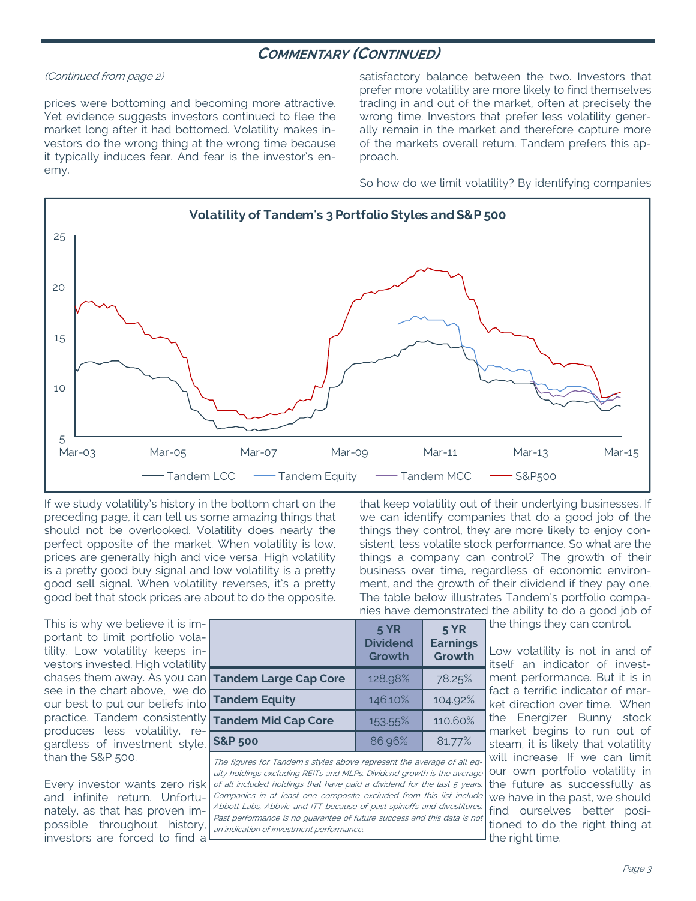## COMMENTARY (CONTINUED)

*(Continued from page 2)*

prices were bottoming and becoming more attractive. Yet evidence suggests investors continued to flee the market long after it had bottomed. Volatility makes investors do the wrong thing at the wrong time because it typically induces fear. And fear is the investor's enemy.

If we study volatility's history in the bottom chart on the preceding page, it can tell us some amazing things that should not be overlooked. Volatility does nearly the perfect opposite of the market. When volatility is low, prices are generally high and vice versa. High volatility is a pretty good buy signal and low volatility is a pretty good sell signal. When volatility reverses, it's a pretty good bet that stock prices are about to do the opposite.

This is why we believe it is important to limit portfolio volatility. Low volatility keeps investors invested. High volatility chases them away. As you can see in the chart above, we do our best to put our beliefs into practice. Tandem consistently produces less volatility, regardless of investment style, than the S&P 500.

Every investor wants zero risk and infinite return. Unfortunately, as that has proven impossible throughout history, investors are forced to find a satisfactory balance between the two. Investors that prefer more volatility are more likely to find themselves trading in and out of the market, often at precisely the wrong time. Investors that prefer less volatility generally remain in the market and therefore capture more of the markets overall return. Tandem prefers this approach.

So how do we limit volatility? By identifying companies that keep volatility out of their underlying businesses. If we can identify companies that do a good job of the things they control, they are more likely to enjoy consistent, less volatile stock performance. So what are the things a company can control? The growth of their business over time, regardless of economic environment, and the growth of their dividend if they pay one. The table below illustrates Tandem's portfolio companies have demonstrated the ability to do a good job of the things they can control.

**Volatility of Tandem's 3 Portfolio Styles and S&P 500**

(Chart: Tandem LCC, Tandem Equity, Tandem MCC, S&P500; Mar-03 to Mar-15)

| | 5 YR Dividend Growth | 5 YR Earnings Growth |
|---|---|---|
| **Tandem Large Cap Core** | 128.98% | 78.25% |
| **Tandem Equity** | 146.10% | 104.92% |
| **Tandem Mid Cap Core** | 153.55% | 110.60% |
| **S&P 500** | 86.96% | 81.77% |

*The figures for Tandem's styles above represent the average of all equity holdings excluding REITs and MLPs. Dividend growth is the average of all included holdings that have paid a dividend for the last 5 years. Companies in at least one composite excluded from this list include Abbott Labs, Abbvie and ITT because of past spinoffs and divestitures. Past performance is no guarantee of future success and this data is not an indication of investment performance.*

Low volatility is not in and of itself an indicator of investment performance. But it is in fact a terrific indicator of market direction over time. When the Energizer Bunny stock market begins to run out of steam, it is likely that volatility will increase. If we can limit our own portfolio volatility in the future as successfully as we have in the past, we should find ourselves better positioned to do the right thing at the right time.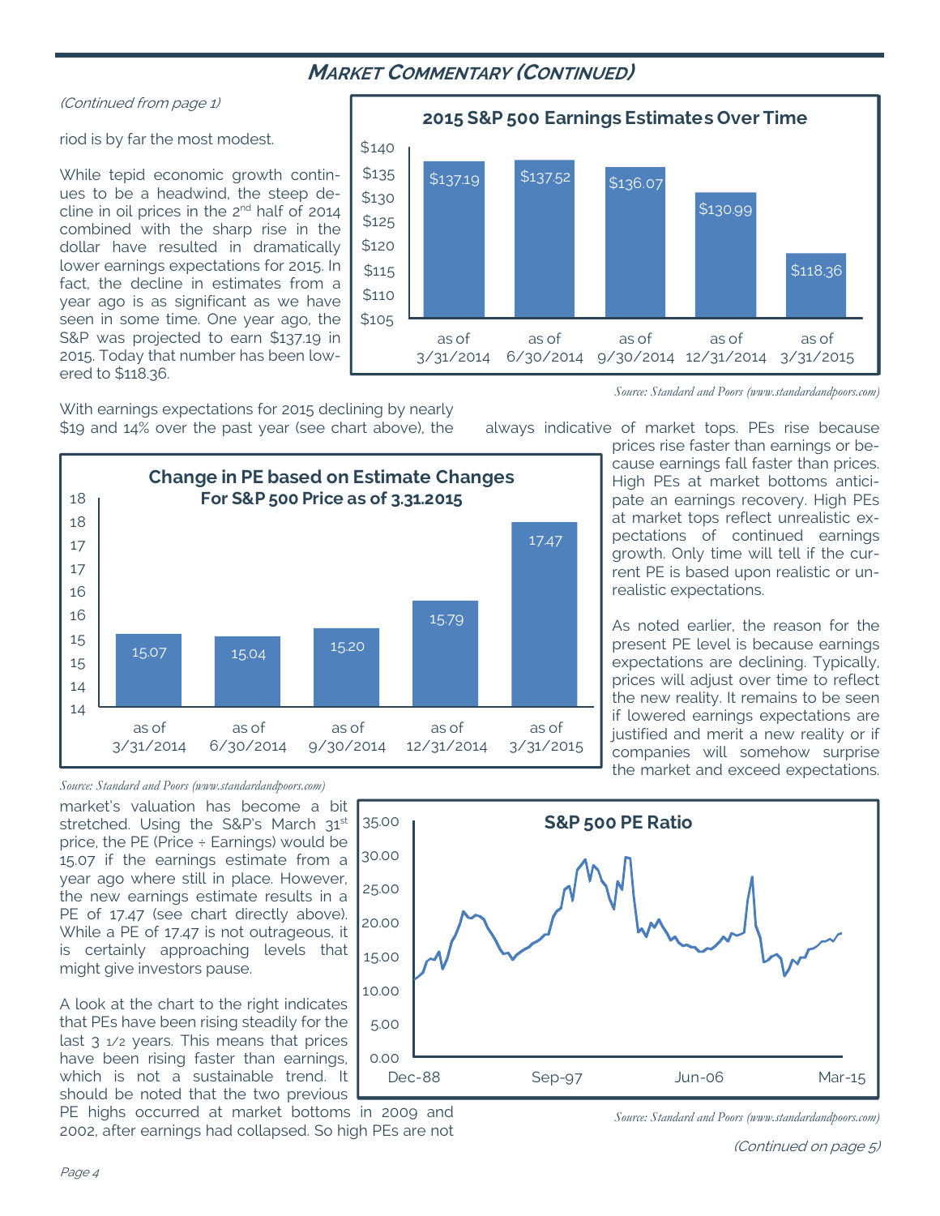## *MARKET COMMENTARY (CONTINUED)*

*(Continued from page 1)*

riod is by far the most modest.

While tepid economic growth continues to be a headwind, the steep decline in oil prices in the 2nd half of 2014 combined with the sharp rise in the dollar have resulted in dramatically lower earnings expectations for 2015. In fact, the decline in estimates from a year ago is as significant as we have seen in some time. One year ago, the S&P was projected to earn $137.19 in 2015. Today that number has been lowered to $118.36.

**2015 S&P 500 Earnings Estimates Over Time**

| | as of 3/31/2014 | as of 6/30/2014 | as of 9/30/2014 | as of 12/31/2014 | as of 3/31/2015 |
|---|---|---|---|---|---|
| Estimate | $137.19 | $137.52 | $136.07 | $130.99 | $118.36 |

*Source: Standard and Poors (www.standardandpoors.com)*

With earnings expectations for 2015 declining by nearly $19 and 14% over the past year (see chart above), the market's valuation has become a bit stretched. Using the S&P's March 31st price, the PE (Price ÷ Earnings) would be 15.07 if the earnings estimate from a year ago where still in place. However, the new earnings estimate results in a PE of 17.47 (see chart directly above). While a PE of 17.47 is not outrageous, it is certainly approaching levels that might give investors pause.

**Change in PE based on Estimate Changes For S&P 500 Price as of 3.31.2015**

| | as of 3/31/2014 | as of 6/30/2014 | as of 9/30/2014 | as of 12/31/2014 | as of 3/31/2015 |
|---|---|---|---|---|---|
| PE | 15.07 | 15.04 | 15.20 | 15.79 | 17.47 |

*Source: Standard and Poors (www.standardandpoors.com)*

A look at the chart to the right indicates that PEs have been rising steadily for the last 3 1/2 years. This means that prices have been rising faster than earnings, which is not a sustainable trend. It should be noted that the two previous PE highs occurred at market bottoms in 2009 and 2002, after earnings had collapsed. So high PEs are not always indicative of market tops. PEs rise because prices rise faster than earnings or because earnings fall faster than prices. High PEs at market bottoms anticipate an earnings recovery. High PEs at market tops reflect unrealistic expectations of continued earnings growth. Only time will tell if the current PE is based upon realistic or unrealistic expectations.

As noted earlier, the reason for the present PE level is because earnings expectations are declining. Typically, prices will adjust over time to reflect the new reality. It remains to be seen if lowered earnings expectations are justified and merit a new reality or if companies will somehow surprise the market and exceed expectations.

**S&P 500 PE Ratio**

*Source: Standard and Poors (www.standardandpoors.com)*

*(Continued on page 5)*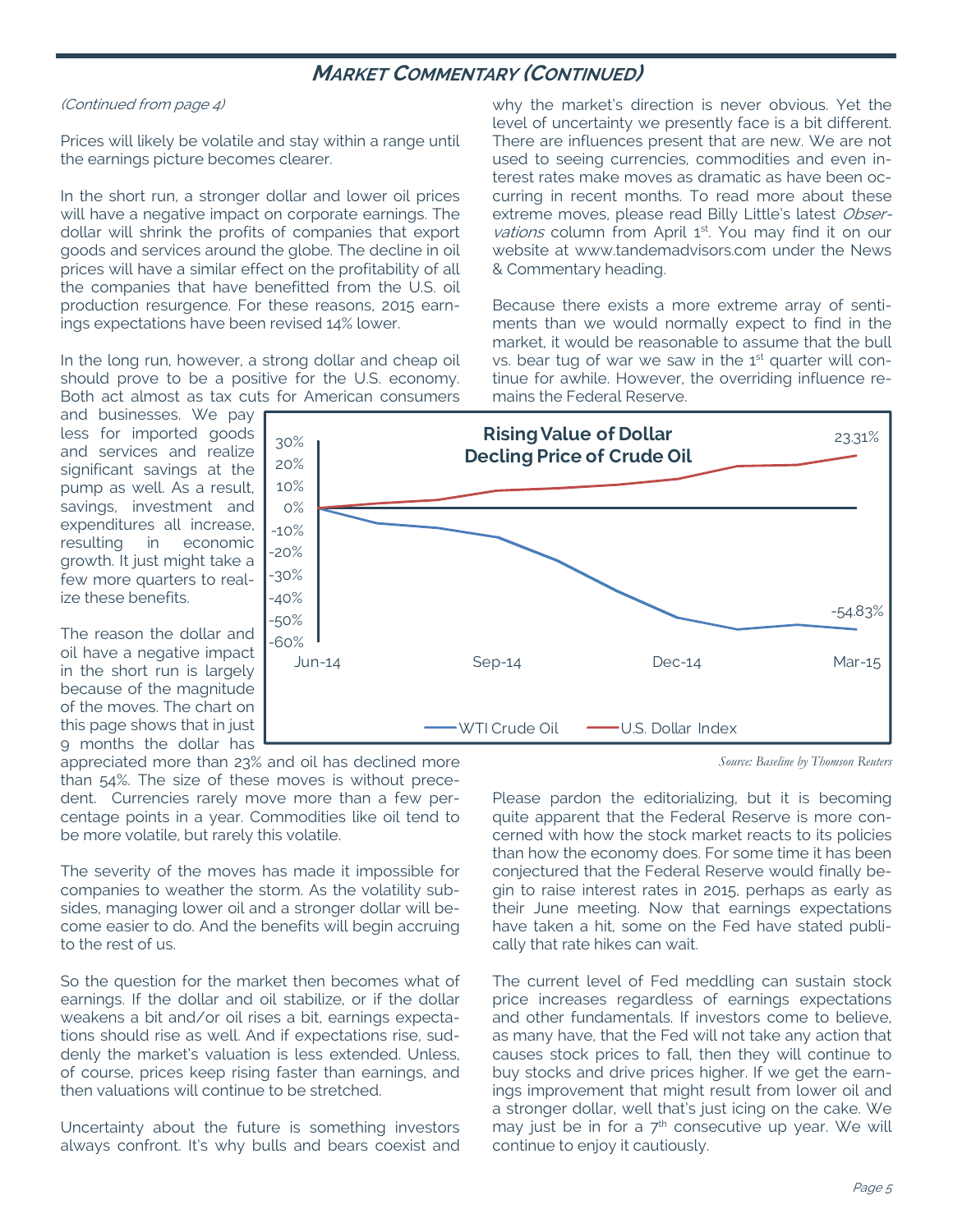## MARKET COMMENTARY (CONTINUED)

*(Continued from page 4)*

Prices will likely be volatile and stay within a range until the earnings picture becomes clearer.

In the short run, a stronger dollar and lower oil prices will have a negative impact on corporate earnings. The dollar will shrink the profits of companies that export goods and services around the globe. The decline in oil prices will have a similar effect on the profitability of all the companies that have benefitted from the U.S. oil production resurgence. For these reasons, 2015 earnings expectations have been revised 14% lower.

In the long run, however, a strong dollar and cheap oil should prove to be a positive for the U.S. economy. Both act almost as tax cuts for American consumers and businesses. We pay less for imported goods and services and realize significant savings at the pump as well. As a result, savings, investment and expenditures all increase, resulting in economic growth. It just might take a few more quarters to realize these benefits.

The reason the dollar and oil have a negative impact in the short run is largely because of the magnitude of the moves. The chart on this page shows that in just 9 months the dollar has appreciated more than 23% and oil has declined more than 54%. The size of these moves is without precedent. Currencies rarely move more than a few percentage points in a year. Commodities like oil tend to be more volatile, but rarely this volatile.

The severity of the moves has made it impossible for companies to weather the storm. As the volatility subsides, managing lower oil and a stronger dollar will become easier to do. And the benefits will begin accruing to the rest of us.

So the question for the market then becomes what of earnings. If the dollar and oil stabilize, or if the dollar weakens a bit and/or oil rises a bit, earnings expectations should rise as well. And if expectations rise, suddenly the market's valuation is less extended. Unless, of course, prices keep rising faster than earnings, and then valuations will continue to be stretched.

Uncertainty about the future is something investors always confront. It's why bulls and bears coexist and why the market's direction is never obvious. Yet the level of uncertainty we presently face is a bit different. There are influences present that are new. We are not used to seeing currencies, commodities and even interest rates make moves as dramatic as have been occurring in recent months. To read more about these extreme moves, please read Billy Little's latest *Observations* column from April 1st. You may find it on our website at www.tandemadvisors.com under the News & Commentary heading.

Because there exists a more extreme array of sentiments than we would normally expect to find in the market, it would be reasonable to assume that the bull vs. bear tug of war we saw in the 1st quarter will continue for awhile. However, the overriding influence remains the Federal Reserve.

**Rising Value of Dollar**
**Decling Price of Crude Oil**

(Chart, Jun-14 to Mar-15: U.S. Dollar Index 23.31%; WTI Crude Oil -54.83%)

*Source: Baseline by Thomson Reuters*

Please pardon the editorializing, but it is becoming quite apparent that the Federal Reserve is more concerned with how the stock market reacts to its policies than how the economy does. For some time it has been conjectured that the Federal Reserve would finally begin to raise interest rates in 2015, perhaps as early as their June meeting. Now that earnings expectations have taken a hit, some on the Fed have stated publically that rate hikes can wait.

The current level of Fed meddling can sustain stock price increases regardless of earnings expectations and other fundamentals. If investors come to believe, as many have, that the Fed will not take any action that causes stock prices to fall, then they will continue to buy stocks and drive prices higher. If we get the earnings improvement that might result from lower oil and a stronger dollar, well that's just icing on the cake. We may just be in for a 7th consecutive up year. We will continue to enjoy it cautiously.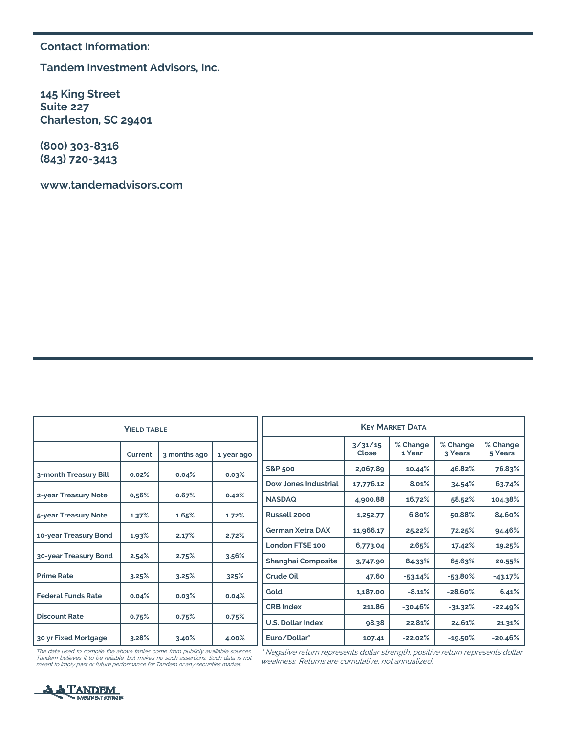**Contact Information:**

**Tandem Investment Advisors, Inc.**

**145 King Street**
**Suite 227**
**Charleston, SC 29401**

**(800) 303-8316**
**(843) 720-3413**

**www.tandemadvisors.com**

| Yield Table | | | |
|---|---|---|---|
| | Current | 3 months ago | 1 year ago |
| 3-month Treasury Bill | 0.02% | 0.04% | 0.03% |
| 2-year Treasury Note | 0,56% | 0.67% | 0.42% |
| 5-year Treasury Note | 1.37% | 1.65% | 1.72% |
| 10-year Treasury Bond | 1.93% | 2.17% | 2.72% |
| 30-year Treasury Bond | 2.54% | 2.75% | 3.56% |
| Prime Rate | 3.25% | 3.25% | 325% |
| Federal Funds Rate | 0.04% | 0.03% | 0.04% |
| Discount Rate | 0.75% | 0.75% | 0.75% |
| 30 yr Fixed Mortgage | 3.28% | 3.40% | 4.00% |

*The data used to compile the above tables come from publicly available sources. Tandem believes it to be reliable, but makes no such assertions. Such data is not meant to imply past or future performance for Tandem or any securities market.*

| Key Market Data | | | | |
|---|---|---|---|---|
| | 3/31/15 Close | % Change 1 Year | % Change 3 Years | % Change 5 Years |
| S&P 500 | 2,067.89 | 10.44% | 46.82% | 76.83% |
| Dow Jones Industrial | 17,776.12 | 8.01% | 34.54% | 63.74% |
| NASDAQ | 4,900.88 | 16.72% | 58.52% | 104.38% |
| Russell 2000 | 1,252.77 | 6.80% | 50.88% | 84.60% |
| German Xetra DAX | 11,966.17 | 25.22% | 72.25% | 94.46% |
| London FTSE 100 | 6,773.04 | 2.65% | 17.42% | 19.25% |
| Shanghai Composite | 3,747.90 | 84.33% | 65.63% | 20.55% |
| Crude Oil | 47.60 | -53.14% | -53.80% | -43.17% |
| Gold | 1,187.00 | -8.11% | -28.60% | 6.41% |
| CRB Index | 211.86 | -30.46% | -31.32% | -22.49% |
| U.S. Dollar Index | 98.38 | 22.81% | 24.61% | 21.31% |
| Euro/Dollar* | 107.41 | -22.02% | -19.50% | -20.46% |

*\* Negative return represents dollar strength, positive return represents dollar weakness. Returns are cumulative, not annualized.*